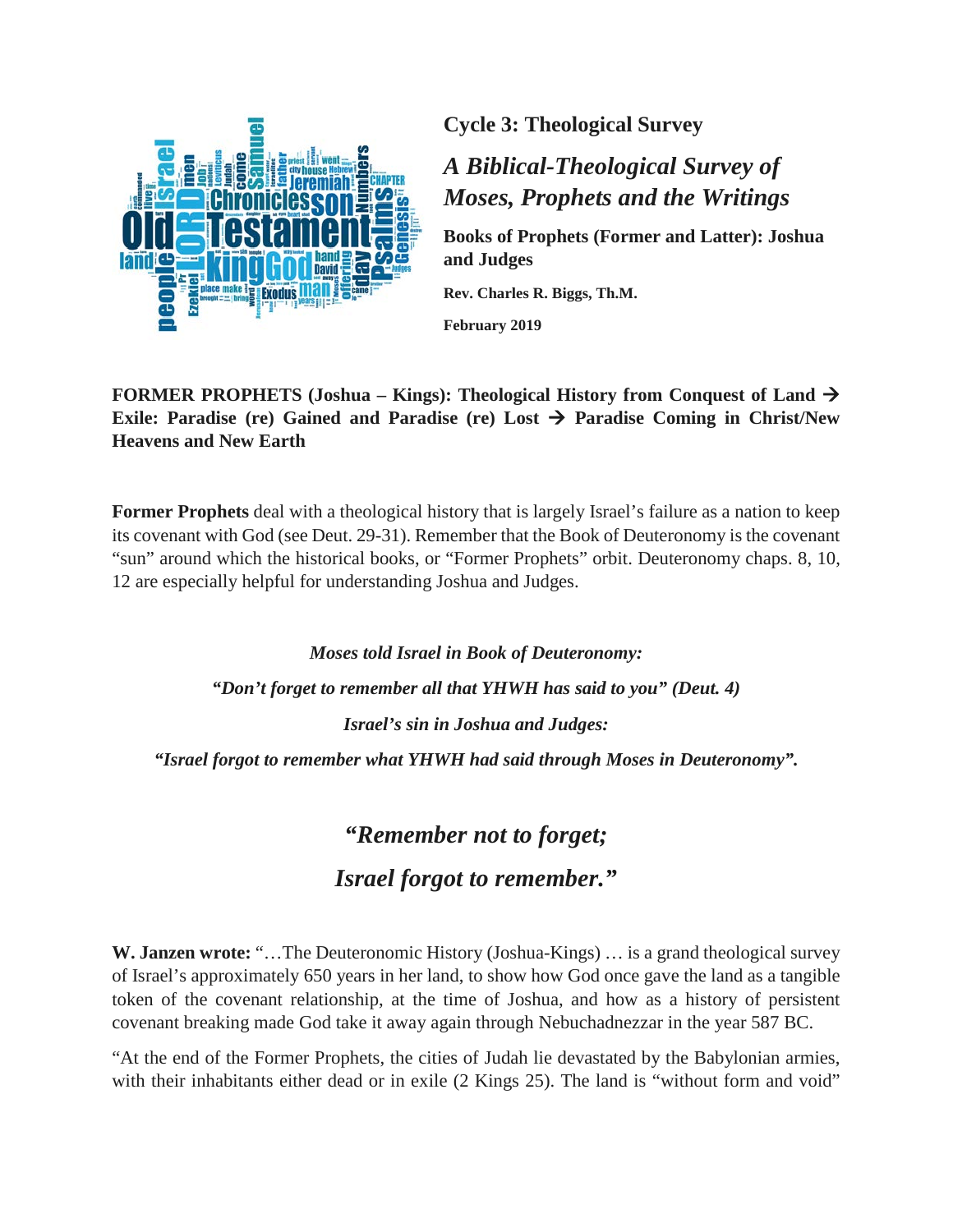**Cycle 3: Theological Survey**

# *A Biblical-Theological Survey of Moses, Prophets and the Writings*

**Books of Prophets (Former and Latter): Joshua and Judges**

**Rev. Charles R. Biggs, Th.M.**

**February 2019**

**FORMER PROPHETS (Joshua – Kings): Theological History from Conquest of Land → Exile: Paradise (re) Gained and Paradise (re) Lost → Paradise Coming in Christ/New Heavens and New Earth**

**Former Prophets** deal with a theological history that is largely Israel's failure as a nation to keep its covenant with God (see Deut. 29-31). Remember that the Book of Deuteronomy is the covenant "sun" around which the historical books, or "Former Prophets" orbit. Deuteronomy chaps. 8, 10, 12 are especially helpful for understanding Joshua and Judges.

***Moses told Israel in Book of Deuteronomy:***

***"Don't forget to remember all that YHWH has said to you" (Deut. 4)***

***Israel's sin in Joshua and Judges:***

***"Israel forgot to remember what YHWH had said through Moses in Deuteronomy".***

## *"Remember not to forget; Israel forgot to remember."*

**W. Janzen wrote:** "…The Deuteronomic History (Joshua-Kings) … is a grand theological survey of Israel's approximately 650 years in her land, to show how God once gave the land as a tangible token of the covenant relationship, at the time of Joshua, and how as a history of persistent covenant breaking made God take it away again through Nebuchadnezzar in the year 587 BC.

"At the end of the Former Prophets, the cities of Judah lie devastated by the Babylonian armies, with their inhabitants either dead or in exile (2 Kings 25). The land is "without form and void"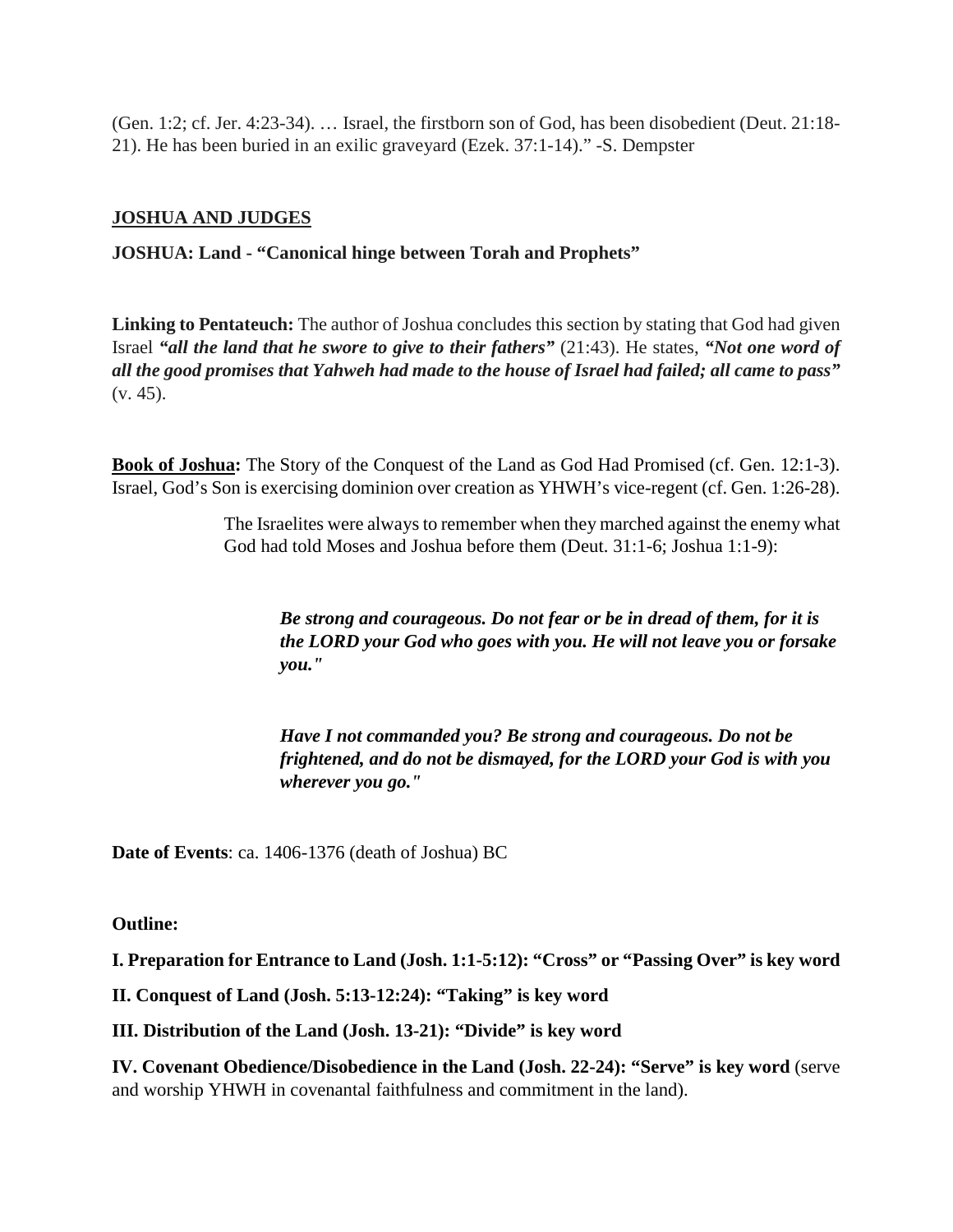(Gen. 1:2; cf. Jer. 4:23-34). … Israel, the firstborn son of God, has been disobedient (Deut. 21:18-21). He has been buried in an exilic graveyard (Ezek. 37:1-14)." -S. Dempster

## JOSHUA AND JUDGES

**JOSHUA: Land - "Canonical hinge between Torah and Prophets"**

**Linking to Pentateuch:** The author of Joshua concludes this section by stating that God had given Israel ***"all the land that he swore to give to their fathers"*** (21:43). He states, ***"Not one word of all the good promises that Yahweh had made to the house of Israel had failed; all came to pass"*** (v. 45).

**Book of Joshua:** The Story of the Conquest of the Land as God Had Promised (cf. Gen. 12:1-3). Israel, God's Son is exercising dominion over creation as YHWH's vice-regent (cf. Gen. 1:26-28).

> The Israelites were always to remember when they marched against the enemy what God had told Moses and Joshua before them (Deut. 31:1-6; Joshua 1:1-9):
>
> > ***Be strong and courageous. Do not fear or be in dread of them, for it is the LORD your God who goes with you. He will not leave you or forsake you."***
> >
> > ***Have I not commanded you? Be strong and courageous. Do not be frightened, and do not be dismayed, for the LORD your God is with you wherever you go."***

**Date of Events**: ca. 1406-1376 (death of Joshua) BC

**Outline:**

**I. Preparation for Entrance to Land (Josh. 1:1-5:12): "Cross" or "Passing Over" is key word**

**II. Conquest of Land (Josh. 5:13-12:24): "Taking" is key word**

**III. Distribution of the Land (Josh. 13-21): "Divide" is key word**

**IV. Covenant Obedience/Disobedience in the Land (Josh. 22-24): "Serve" is key word** (serve and worship YHWH in covenantal faithfulness and commitment in the land).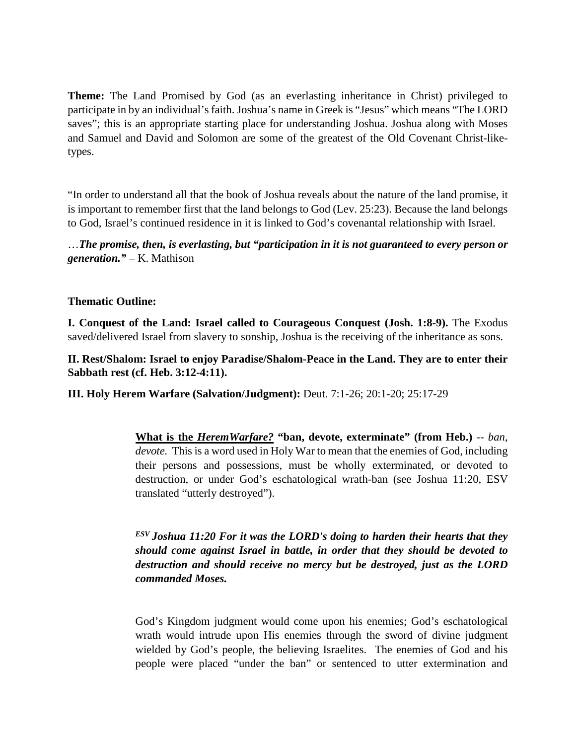**Theme:** The Land Promised by God (as an everlasting inheritance in Christ) privileged to participate in by an individual's faith. Joshua's name in Greek is "Jesus" which means "The LORD saves"; this is an appropriate starting place for understanding Joshua. Joshua along with Moses and Samuel and David and Solomon are some of the greatest of the Old Covenant Christ-like-types.

"In order to understand all that the book of Joshua reveals about the nature of the land promise, it is important to remember first that the land belongs to God (Lev. 25:23). Because the land belongs to God, Israel's continued residence in it is linked to God's covenantal relationship with Israel.

…***The promise, then, is everlasting, but "participation in it is not guaranteed to every person or generation."*** – K. Mathison

**Thematic Outline:**

**I. Conquest of the Land: Israel called to Courageous Conquest (Josh. 1:8-9).** The Exodus saved/delivered Israel from slavery to sonship, Joshua is the receiving of the inheritance as sons.

**II. Rest/Shalom: Israel to enjoy Paradise/Shalom-Peace in the Land. They are to enter their Sabbath rest (cf. Heb. 3:12-4:11).**

**III. Holy Herem Warfare (Salvation/Judgment):** Deut. 7:1-26; 20:1-20; 25:17-29

> **<u>What is the *HeremWarfare?*</u> "ban, devote, exterminate" (from Heb.)** -- *ban*, *devote.* This is a word used in Holy War to mean that the enemies of God, including their persons and possessions, must be wholly exterminated, or devoted to destruction, or under God's eschatological wrath-ban (see Joshua 11:20, ESV translated "utterly destroyed").
>
> ***[ESV] Joshua 11:20 For it was the LORD's doing to harden their hearts that they should come against Israel in battle, in order that they should be devoted to destruction and should receive no mercy but be destroyed, just as the LORD commanded Moses.***
>
> God's Kingdom judgment would come upon his enemies; God's eschatological wrath would intrude upon His enemies through the sword of divine judgment wielded by God's people, the believing Israelites. The enemies of God and his people were placed "under the ban" or sentenced to utter extermination and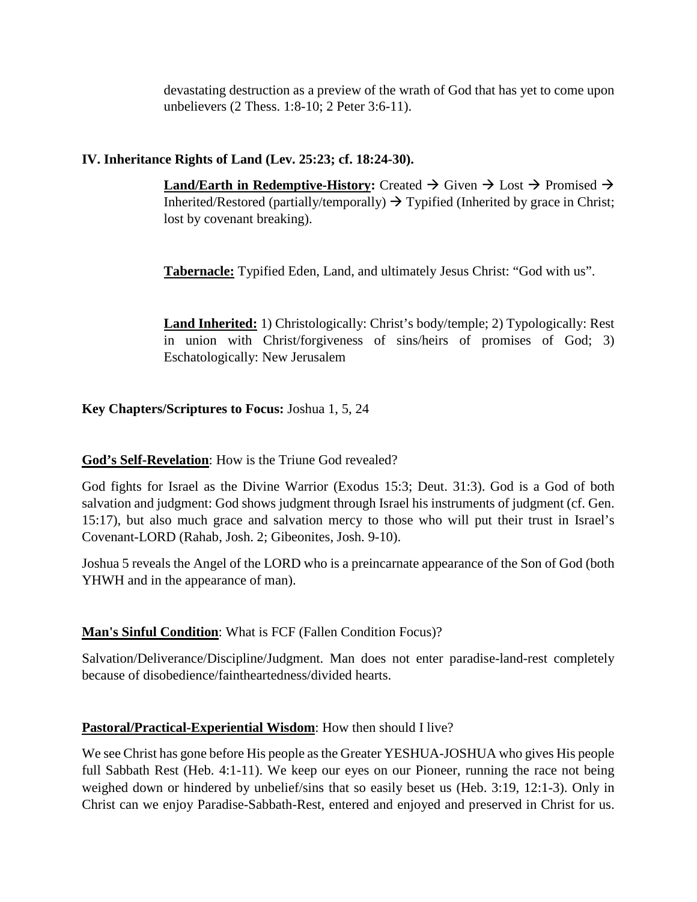devastating destruction as a preview of the wrath of God that has yet to come upon unbelievers (2 Thess. 1:8-10; 2 Peter 3:6-11).

**IV. Inheritance Rights of Land (Lev. 25:23; cf. 18:24-30).**

**Land/Earth in Redemptive-History:** Created → Given → Lost → Promised → Inherited/Restored (partially/temporally) → Typified (Inherited by grace in Christ; lost by covenant breaking).

**Tabernacle:** Typified Eden, Land, and ultimately Jesus Christ: "God with us".

**Land Inherited:** 1) Christologically: Christ's body/temple; 2) Typologically: Rest in union with Christ/forgiveness of sins/heirs of promises of God; 3) Eschatologically: New Jerusalem

**Key Chapters/Scriptures to Focus:** Joshua 1, 5, 24

**God's Self-Revelation**: How is the Triune God revealed?

God fights for Israel as the Divine Warrior (Exodus 15:3; Deut. 31:3). God is a God of both salvation and judgment: God shows judgment through Israel his instruments of judgment (cf. Gen. 15:17), but also much grace and salvation mercy to those who will put their trust in Israel's Covenant-LORD (Rahab, Josh. 2; Gibeonites, Josh. 9-10).

Joshua 5 reveals the Angel of the LORD who is a preincarnate appearance of the Son of God (both YHWH and in the appearance of man).

**Man's Sinful Condition**: What is FCF (Fallen Condition Focus)?

Salvation/Deliverance/Discipline/Judgment. Man does not enter paradise-land-rest completely because of disobedience/faintheartedness/divided hearts.

**Pastoral/Practical-Experiential Wisdom**: How then should I live?

We see Christ has gone before His people as the Greater YESHUA-JOSHUA who gives His people full Sabbath Rest (Heb. 4:1-11). We keep our eyes on our Pioneer, running the race not being weighed down or hindered by unbelief/sins that so easily beset us (Heb. 3:19, 12:1-3). Only in Christ can we enjoy Paradise-Sabbath-Rest, entered and enjoyed and preserved in Christ for us.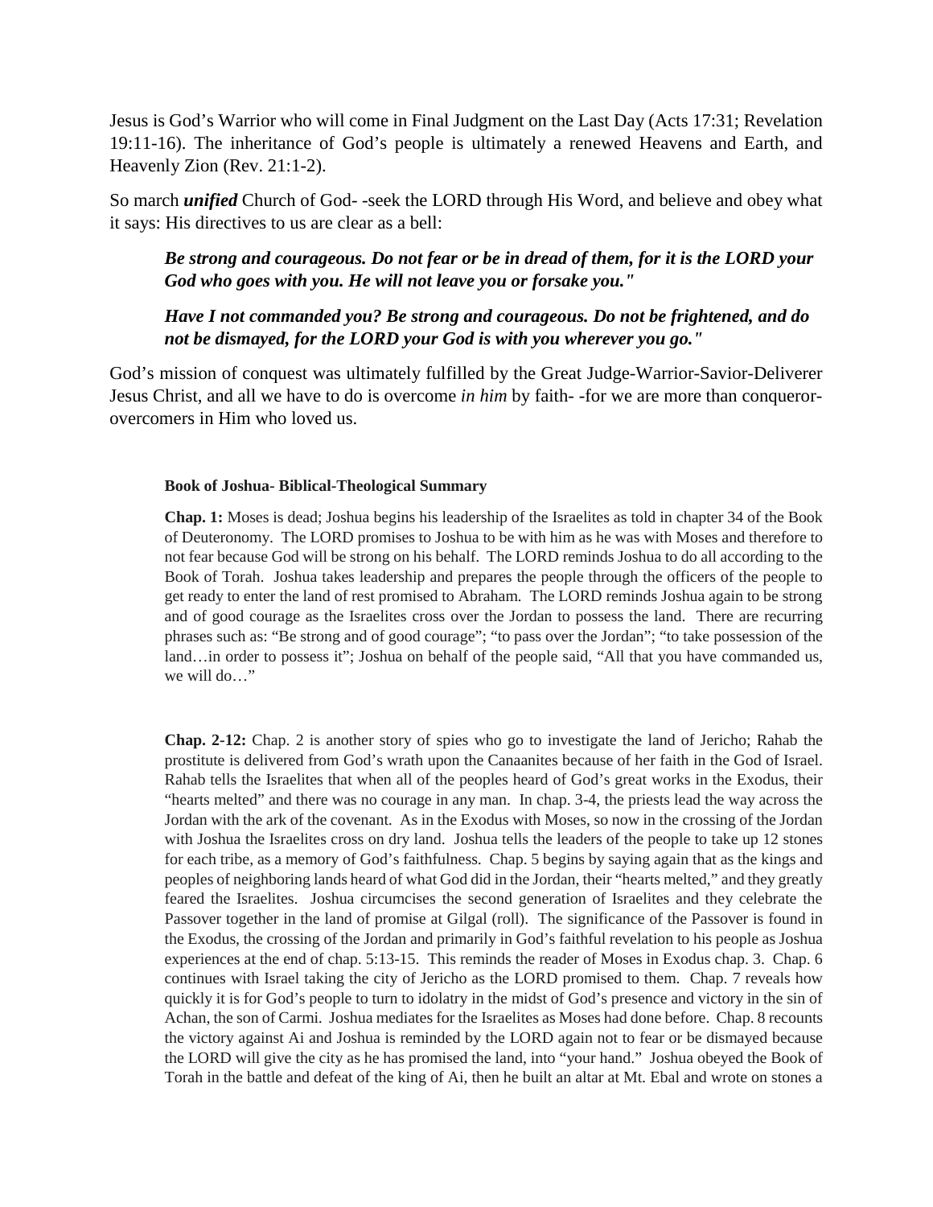Jesus is God's Warrior who will come in Final Judgment on the Last Day (Acts 17:31; Revelation 19:11-16). The inheritance of God's people is ultimately a renewed Heavens and Earth, and Heavenly Zion (Rev. 21:1-2).

So march ***unified*** Church of God- -seek the LORD through His Word, and believe and obey what it says: His directives to us are clear as a bell:

> ***Be strong and courageous. Do not fear or be in dread of them, for it is the LORD your God who goes with you. He will not leave you or forsake you."***
>
> ***Have I not commanded you? Be strong and courageous. Do not be frightened, and do not be dismayed, for the LORD your God is with you wherever you go."***

God's mission of conquest was ultimately fulfilled by the Great Judge-Warrior-Savior-Deliverer Jesus Christ, and all we have to do is overcome *in him* by faith- -for we are more than conqueror-overcomers in Him who loved us.

**Book of Joshua- Biblical-Theological Summary**

**Chap. 1:** Moses is dead; Joshua begins his leadership of the Israelites as told in chapter 34 of the Book of Deuteronomy. The LORD promises to Joshua to be with him as he was with Moses and therefore to not fear because God will be strong on his behalf. The LORD reminds Joshua to do all according to the Book of Torah. Joshua takes leadership and prepares the people through the officers of the people to get ready to enter the land of rest promised to Abraham. The LORD reminds Joshua again to be strong and of good courage as the Israelites cross over the Jordan to possess the land. There are recurring phrases such as: "Be strong and of good courage"; "to pass over the Jordan"; "to take possession of the land…in order to possess it"; Joshua on behalf of the people said, "All that you have commanded us, we will do…"

**Chap. 2-12:** Chap. 2 is another story of spies who go to investigate the land of Jericho; Rahab the prostitute is delivered from God's wrath upon the Canaanites because of her faith in the God of Israel. Rahab tells the Israelites that when all of the peoples heard of God's great works in the Exodus, their "hearts melted" and there was no courage in any man. In chap. 3-4, the priests lead the way across the Jordan with the ark of the covenant. As in the Exodus with Moses, so now in the crossing of the Jordan with Joshua the Israelites cross on dry land. Joshua tells the leaders of the people to take up 12 stones for each tribe, as a memory of God's faithfulness. Chap. 5 begins by saying again that as the kings and peoples of neighboring lands heard of what God did in the Jordan, their "hearts melted," and they greatly feared the Israelites. Joshua circumcises the second generation of Israelites and they celebrate the Passover together in the land of promise at Gilgal (roll). The significance of the Passover is found in the Exodus, the crossing of the Jordan and primarily in God's faithful revelation to his people as Joshua experiences at the end of chap. 5:13-15. This reminds the reader of Moses in Exodus chap. 3. Chap. 6 continues with Israel taking the city of Jericho as the LORD promised to them. Chap. 7 reveals how quickly it is for God's people to turn to idolatry in the midst of God's presence and victory in the sin of Achan, the son of Carmi. Joshua mediates for the Israelites as Moses had done before. Chap. 8 recounts the victory against Ai and Joshua is reminded by the LORD again not to fear or be dismayed because the LORD will give the city as he has promised the land, into "your hand." Joshua obeyed the Book of Torah in the battle and defeat of the king of Ai, then he built an altar at Mt. Ebal and wrote on stones a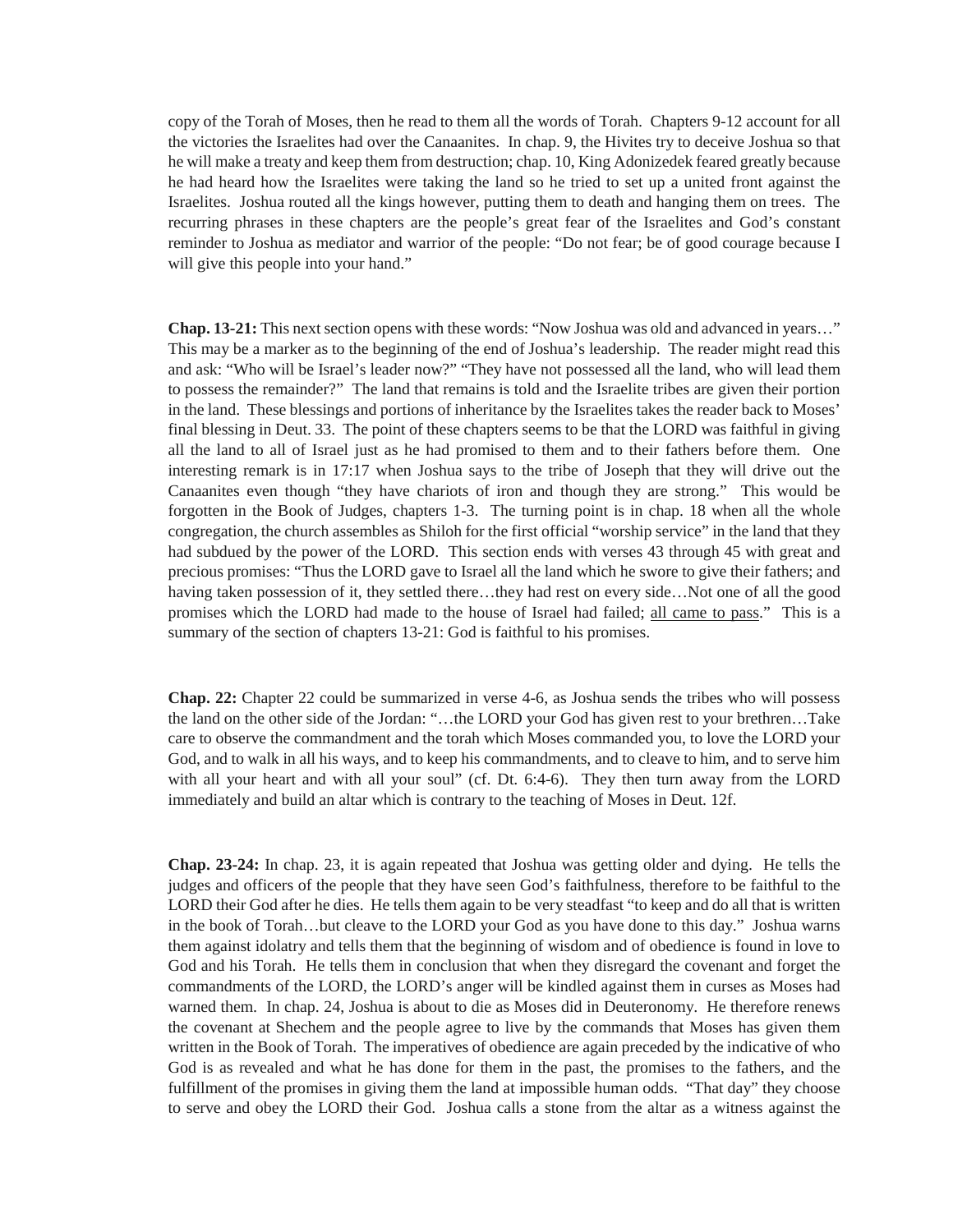copy of the Torah of Moses, then he read to them all the words of Torah. Chapters 9-12 account for all the victories the Israelites had over the Canaanites. In chap. 9, the Hivites try to deceive Joshua so that he will make a treaty and keep them from destruction; chap. 10, King Adonizedek feared greatly because he had heard how the Israelites were taking the land so he tried to set up a united front against the Israelites. Joshua routed all the kings however, putting them to death and hanging them on trees. The recurring phrases in these chapters are the people's great fear of the Israelites and God's constant reminder to Joshua as mediator and warrior of the people: "Do not fear; be of good courage because I will give this people into your hand."

**Chap. 13-21:** This next section opens with these words: "Now Joshua was old and advanced in years…" This may be a marker as to the beginning of the end of Joshua's leadership. The reader might read this and ask: "Who will be Israel's leader now?" "They have not possessed all the land, who will lead them to possess the remainder?" The land that remains is told and the Israelite tribes are given their portion in the land. These blessings and portions of inheritance by the Israelites takes the reader back to Moses' final blessing in Deut. 33. The point of these chapters seems to be that the LORD was faithful in giving all the land to all of Israel just as he had promised to them and to their fathers before them. One interesting remark is in 17:17 when Joshua says to the tribe of Joseph that they will drive out the Canaanites even though "they have chariots of iron and though they are strong." This would be forgotten in the Book of Judges, chapters 1-3. The turning point is in chap. 18 when all the whole congregation, the church assembles as Shiloh for the first official "worship service" in the land that they had subdued by the power of the LORD. This section ends with verses 43 through 45 with great and precious promises: "Thus the LORD gave to Israel all the land which he swore to give their fathers; and having taken possession of it, they settled there…they had rest on every side…Not one of all the good promises which the LORD had made to the house of Israel had failed; <u>all came to pass</u>." This is a summary of the section of chapters 13-21: God is faithful to his promises.

**Chap. 22:** Chapter 22 could be summarized in verse 4-6, as Joshua sends the tribes who will possess the land on the other side of the Jordan: "…the LORD your God has given rest to your brethren…Take care to observe the commandment and the torah which Moses commanded you, to love the LORD your God, and to walk in all his ways, and to keep his commandments, and to cleave to him, and to serve him with all your heart and with all your soul" (cf. Dt. 6:4-6). They then turn away from the LORD immediately and build an altar which is contrary to the teaching of Moses in Deut. 12f.

**Chap. 23-24:** In chap. 23, it is again repeated that Joshua was getting older and dying. He tells the judges and officers of the people that they have seen God's faithfulness, therefore to be faithful to the LORD their God after he dies. He tells them again to be very steadfast "to keep and do all that is written in the book of Torah…but cleave to the LORD your God as you have done to this day." Joshua warns them against idolatry and tells them that the beginning of wisdom and of obedience is found in love to God and his Torah. He tells them in conclusion that when they disregard the covenant and forget the commandments of the LORD, the LORD's anger will be kindled against them in curses as Moses had warned them. In chap. 24, Joshua is about to die as Moses did in Deuteronomy. He therefore renews the covenant at Shechem and the people agree to live by the commands that Moses has given them written in the Book of Torah. The imperatives of obedience are again preceded by the indicative of who God is as revealed and what he has done for them in the past, the promises to the fathers, and the fulfillment of the promises in giving them the land at impossible human odds. "That day" they choose to serve and obey the LORD their God. Joshua calls a stone from the altar as a witness against the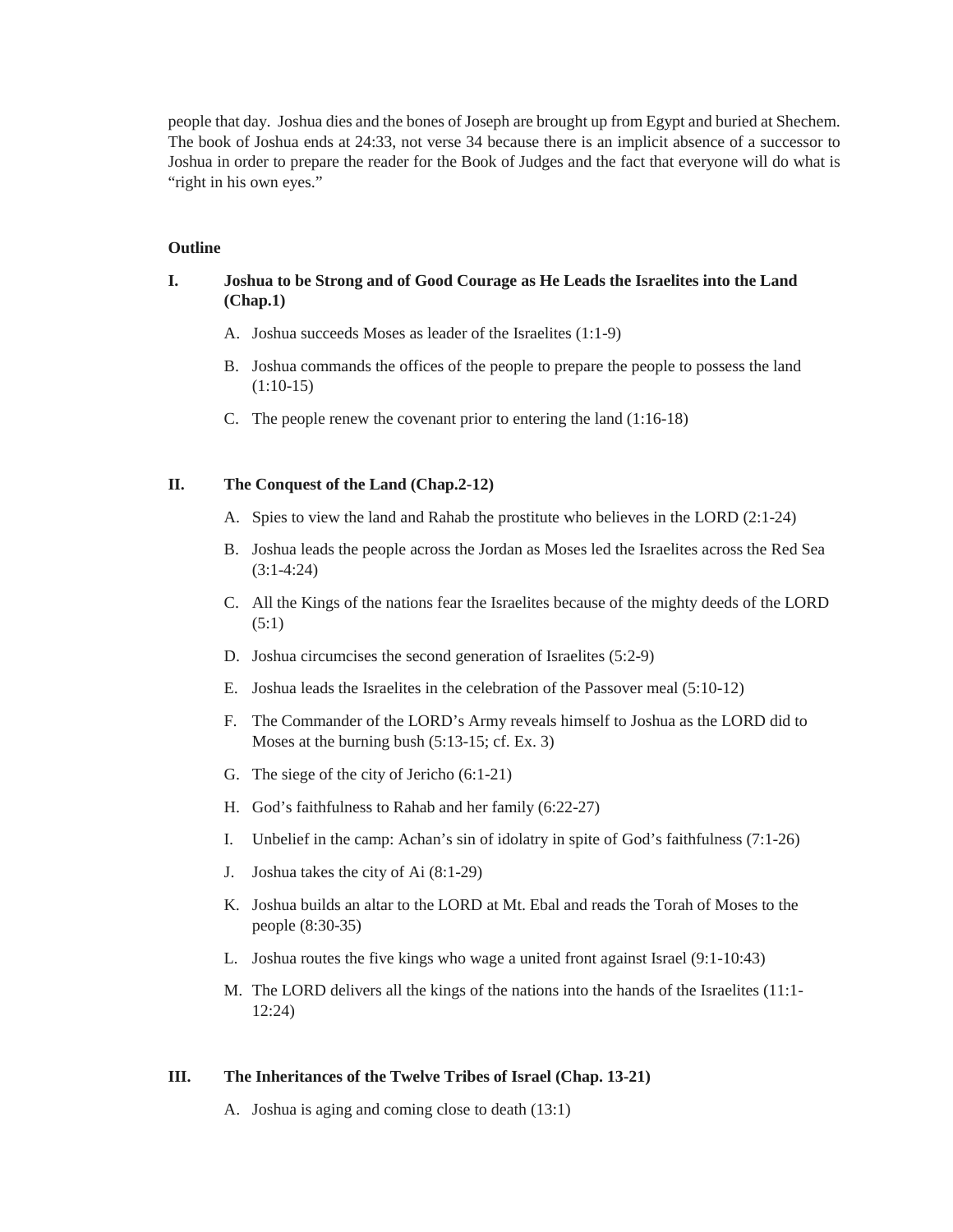people that day. Joshua dies and the bones of Joseph are brought up from Egypt and buried at Shechem. The book of Joshua ends at 24:33, not verse 34 because there is an implicit absence of a successor to Joshua in order to prepare the reader for the Book of Judges and the fact that everyone will do what is "right in his own eyes."

**Outline**

**I. Joshua to be Strong and of Good Courage as He Leads the Israelites into the Land (Chap.1)**

A. Joshua succeeds Moses as leader of the Israelites (1:1-9)

B. Joshua commands the offices of the people to prepare the people to possess the land (1:10-15)

C. The people renew the covenant prior to entering the land (1:16-18)

**II. The Conquest of the Land (Chap.2-12)**

A. Spies to view the land and Rahab the prostitute who believes in the LORD (2:1-24)

B. Joshua leads the people across the Jordan as Moses led the Israelites across the Red Sea (3:1-4:24)

C. All the Kings of the nations fear the Israelites because of the mighty deeds of the LORD (5:1)

D. Joshua circumcises the second generation of Israelites (5:2-9)

E. Joshua leads the Israelites in the celebration of the Passover meal (5:10-12)

F. The Commander of the LORD's Army reveals himself to Joshua as the LORD did to Moses at the burning bush (5:13-15; cf. Ex. 3)

G. The siege of the city of Jericho (6:1-21)

H. God's faithfulness to Rahab and her family (6:22-27)

I. Unbelief in the camp: Achan's sin of idolatry in spite of God's faithfulness (7:1-26)

J. Joshua takes the city of Ai (8:1-29)

K. Joshua builds an altar to the LORD at Mt. Ebal and reads the Torah of Moses to the people (8:30-35)

L. Joshua routes the five kings who wage a united front against Israel (9:1-10:43)

M. The LORD delivers all the kings of the nations into the hands of the Israelites (11:1-12:24)

**III. The Inheritances of the Twelve Tribes of Israel (Chap. 13-21)**

A. Joshua is aging and coming close to death (13:1)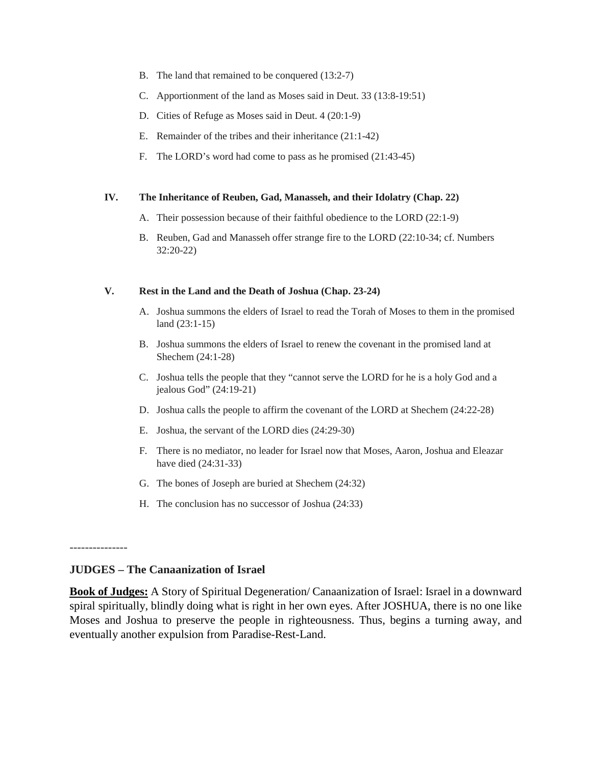B. The land that remained to be conquered (13:2-7)

C. Apportionment of the land as Moses said in Deut. 33 (13:8-19:51)

D. Cities of Refuge as Moses said in Deut. 4 (20:1-9)

E. Remainder of the tribes and their inheritance (21:1-42)

F. The LORD's word had come to pass as he promised (21:43-45)

**IV. The Inheritance of Reuben, Gad, Manasseh, and their Idolatry (Chap. 22)**

A. Their possession because of their faithful obedience to the LORD (22:1-9)

B. Reuben, Gad and Manasseh offer strange fire to the LORD (22:10-34; cf. Numbers 32:20-22)

**V. Rest in the Land and the Death of Joshua (Chap. 23-24)**

A. Joshua summons the elders of Israel to read the Torah of Moses to them in the promised land (23:1-15)

B. Joshua summons the elders of Israel to renew the covenant in the promised land at Shechem (24:1-28)

C. Joshua tells the people that they "cannot serve the LORD for he is a holy God and a jealous God" (24:19-21)

D. Joshua calls the people to affirm the covenant of the LORD at Shechem (24:22-28)

E. Joshua, the servant of the LORD dies (24:29-30)

F. There is no mediator, no leader for Israel now that Moses, Aaron, Joshua and Eleazar have died (24:31-33)

G. The bones of Joseph are buried at Shechem (24:32)

H. The conclusion has no successor of Joshua (24:33)

---------------

**JUDGES – The Canaanization of Israel**

**Book of Judges:** A Story of Spiritual Degeneration/ Canaanization of Israel: Israel in a downward spiral spiritually, blindly doing what is right in her own eyes. After JOSHUA, there is no one like Moses and Joshua to preserve the people in righteousness. Thus, begins a turning away, and eventually another expulsion from Paradise-Rest-Land.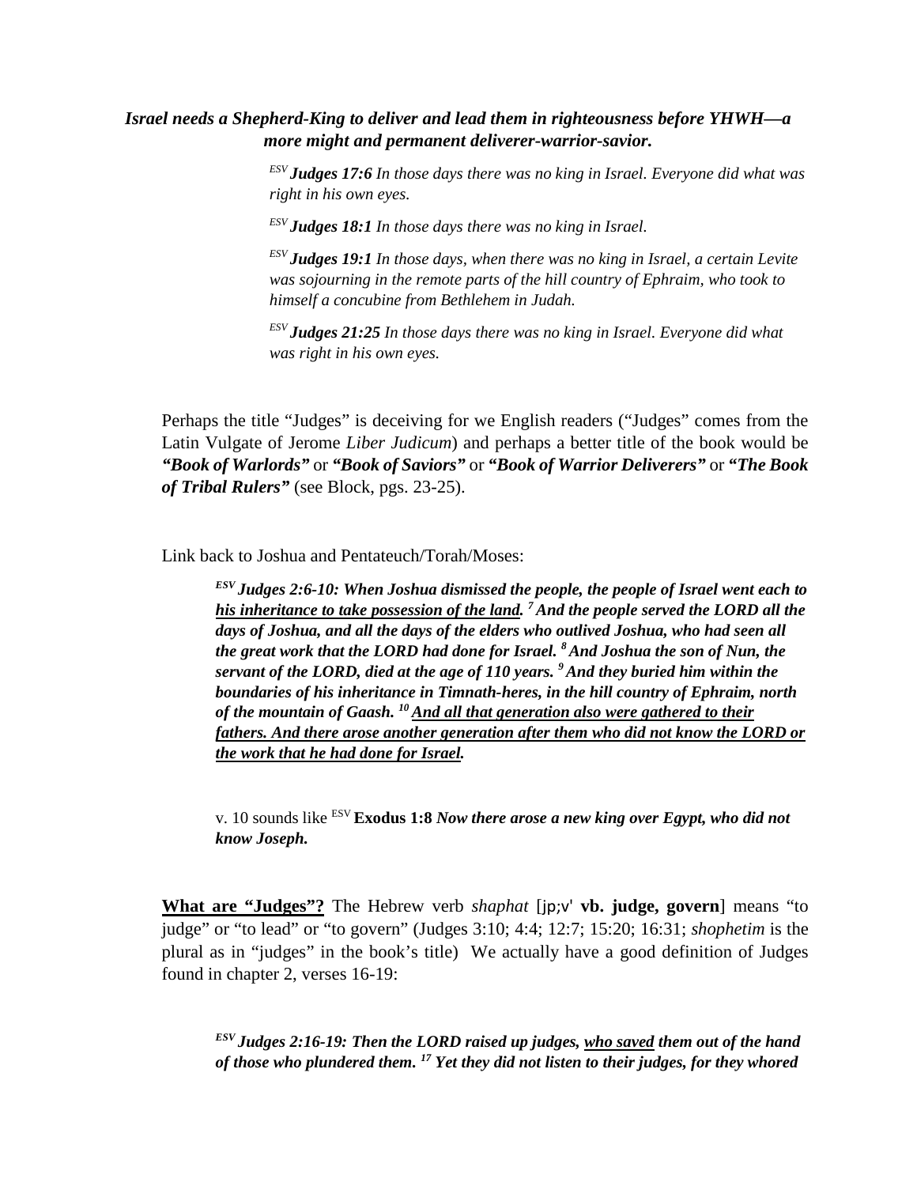***Israel needs a Shepherd-King to deliver and lead them in righteousness before YHWH—a more might and permanent deliverer-warrior-savior.***

> ESV ***Judges 17:6*** *In those days there was no king in Israel. Everyone did what was right in his own eyes.*
>
> ESV ***Judges 18:1*** *In those days there was no king in Israel.*
>
> ESV ***Judges 19:1*** *In those days, when there was no king in Israel, a certain Levite was sojourning in the remote parts of the hill country of Ephraim, who took to himself a concubine from Bethlehem in Judah.*
>
> ESV ***Judges 21:25*** *In those days there was no king in Israel. Everyone did what was right in his own eyes.*

Perhaps the title "Judges" is deceiving for we English readers ("Judges" comes from the Latin Vulgate of Jerome *Liber Judicum*) and perhaps a better title of the book would be ***"Book of Warlords"*** or ***"Book of Saviors"*** or ***"Book of Warrior Deliverers"*** or ***"The Book of Tribal Rulers"*** (see Block, pgs. 23-25).

Link back to Joshua and Pentateuch/Torah/Moses:

> ***ESV Judges 2:6-10: When Joshua dismissed the people, the people of Israel went each to <u>his inheritance to take possession of the land</u>. 7 And the people served the LORD all the days of Joshua, and all the days of the elders who outlived Joshua, who had seen all the great work that the LORD had done for Israel. 8 And Joshua the son of Nun, the servant of the LORD, died at the age of 110 years. 9 And they buried him within the boundaries of his inheritance in Timnath-heres, in the hill country of Ephraim, north of the mountain of Gaash. 10 <u>And all that generation also were gathered to their fathers. And there arose another generation after them who did not know the LORD or the work that he had done for Israel</u>.***
>
> v. 10 sounds like ESV **Exodus 1:8** ***Now there arose a new king over Egypt, who did not know Joseph.***

**<u>What are "Judges"?</u>** The Hebrew verb *shaphat* [jp;v' **vb. judge, govern**] means "to judge" or "to lead" or "to govern" (Judges 3:10; 4:4; 12:7; 15:20; 16:31; *shophetim* is the plural as in "judges" in the book's title) We actually have a good definition of Judges found in chapter 2, verses 16-19:

> ***ESV Judges 2:16-19: Then the LORD raised up judges, <u>who saved</u> them out of the hand of those who plundered them. 17 Yet they did not listen to their judges, for they whored***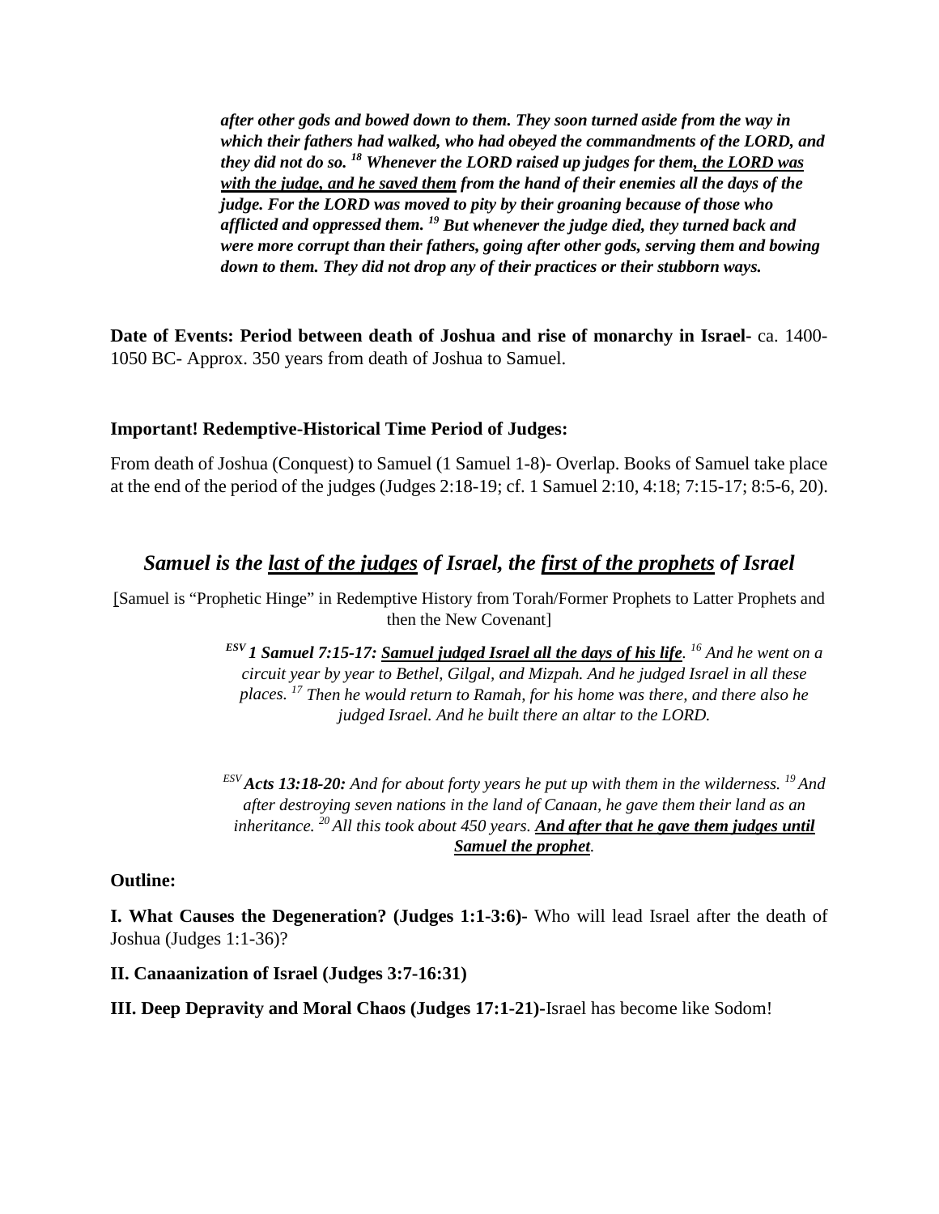***after other gods and bowed down to them. They soon turned aside from the way in which their fathers had walked, who had obeyed the commandments of the LORD, and they did not do so. [18] Whenever the LORD raised up judges for them, <u>the LORD was with the judge, and he saved them</u> from the hand of their enemies all the days of the judge. For the LORD was moved to pity by their groaning because of those who afflicted and oppressed them. [19] But whenever the judge died, they turned back and were more corrupt than their fathers, going after other gods, serving them and bowing down to them. They did not drop any of their practices or their stubborn ways.***

**Date of Events: Period between death of Joshua and rise of monarchy in Israel-** ca. 1400-1050 BC- Approx. 350 years from death of Joshua to Samuel.

**Important! Redemptive-Historical Time Period of Judges:**

From death of Joshua (Conquest) to Samuel (1 Samuel 1-8)- Overlap. Books of Samuel take place at the end of the period of the judges (Judges 2:18-19; cf. 1 Samuel 2:10, 4:18; 7:15-17; 8:5-6, 20).

## *Samuel is the <u>last of the judges</u> of Israel, the <u>first of the prophets</u> of Israel*

[Samuel is "Prophetic Hinge" in Redemptive History from Torah/Former Prophets to Latter Prophets and then the New Covenant]

*[ESV] **1 Samuel 7:15-17: <u>Samuel judged Israel all the days of his life</u>**. [16] And he went on a circuit year by year to Bethel, Gilgal, and Mizpah. And he judged Israel in all these places. [17] Then he would return to Ramah, for his home was there, and there also he judged Israel. And he built there an altar to the LORD.*

*[ESV] **Acts 13:18-20:** And for about forty years he put up with them in the wilderness. [19] And after destroying seven nations in the land of Canaan, he gave them their land as an inheritance. [20] All this took about 450 years. **<u>And after that he gave them judges until Samuel the prophet</u>**.*

**Outline:**

**I. What Causes the Degeneration? (Judges 1:1-3:6)-** Who will lead Israel after the death of Joshua (Judges 1:1-36)?

**II. Canaanization of Israel (Judges 3:7-16:31)**

**III. Deep Depravity and Moral Chaos (Judges 17:1-21)-**Israel has become like Sodom!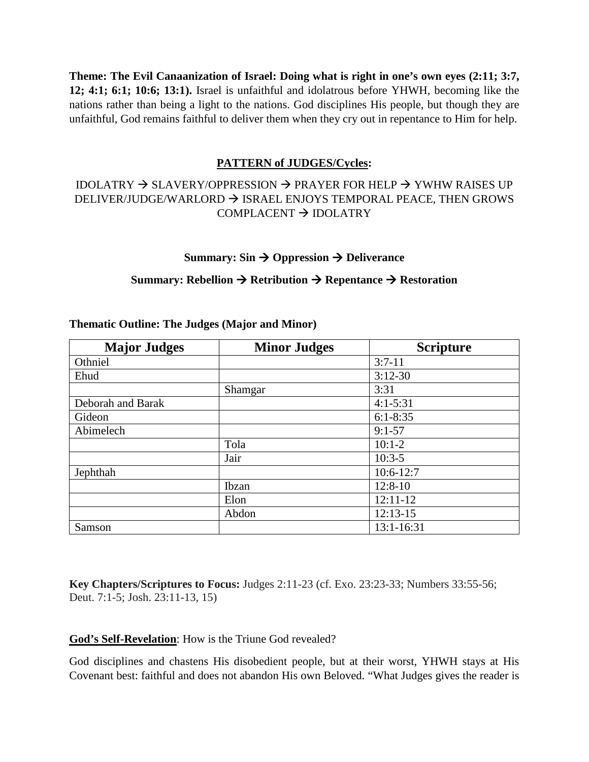**Theme: The Evil Canaanization of Israel: Doing what is right in one's own eyes (2:11; 3:7, 12; 4:1; 6:1; 10:6; 13:1).** Israel is unfaithful and idolatrous before YHWH, becoming like the nations rather than being a light to the nations. God disciplines His people, but though they are unfaithful, God remains faithful to deliver them when they cry out in repentance to Him for help.

**<u>PATTERN of JUDGES/Cycles</u>:**

IDOLATRY → SLAVERY/OPPRESSION → PRAYER FOR HELP → YWHW RAISES UP DELIVER/JUDGE/WARLORD → ISRAEL ENJOYS TEMPORAL PEACE, THEN GROWS COMPLACENT → IDOLATRY

**Summary: Sin → Oppression → Deliverance**

**Summary: Rebellion → Retribution → Repentance → Restoration**

**Thematic Outline: The Judges (Major and Minor)**

| Major Judges | Minor Judges | Scripture |
|---|---|---|
| Othniel | | 3:7-11 |
| Ehud | | 3:12-30 |
| | Shamgar | 3:31 |
| Deborah and Barak | | 4:1-5:31 |
| Gideon | | 6:1-8:35 |
| Abimelech | | 9:1-57 |
| | Tola | 10:1-2 |
| | Jair | 10:3-5 |
| Jephthah | | 10:6-12:7 |
| | Ibzan | 12:8-10 |
| | Elon | 12:11-12 |
| | Abdon | 12:13-15 |
| Samson | | 13:1-16:31 |

**Key Chapters/Scriptures to Focus:** Judges 2:11-23 (cf. Exo. 23:23-33; Numbers 33:55-56; Deut. 7:1-5; Josh. 23:11-13, 15)

**<u>God's Self-Revelation</u>**: How is the Triune God revealed?

God disciplines and chastens His disobedient people, but at their worst, YHWH stays at His Covenant best: faithful and does not abandon His own Beloved. "What Judges gives the reader is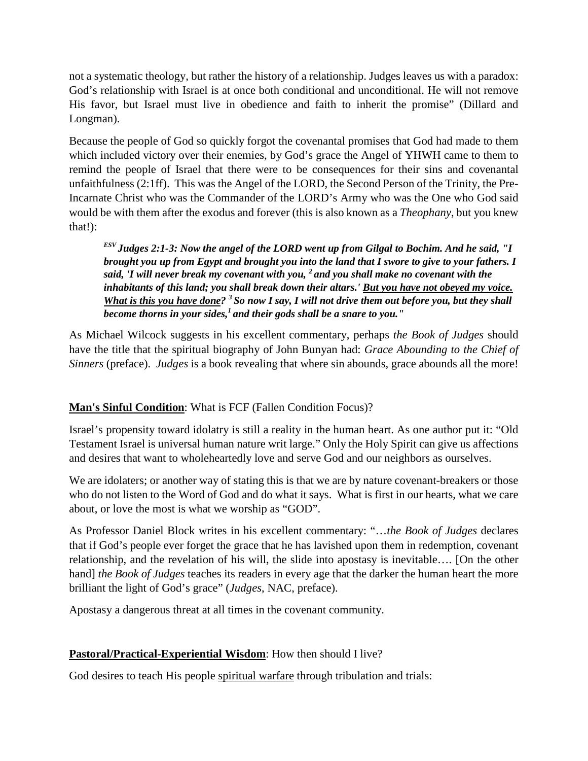not a systematic theology, but rather the history of a relationship. Judges leaves us with a paradox: God's relationship with Israel is at once both conditional and unconditional. He will not remove His favor, but Israel must live in obedience and faith to inherit the promise" (Dillard and Longman).

Because the people of God so quickly forgot the covenantal promises that God had made to them which included victory over their enemies, by God's grace the Angel of YHWH came to them to remind the people of Israel that there were to be consequences for their sins and covenantal unfaithfulness (2:1ff). This was the Angel of the LORD, the Second Person of the Trinity, the Pre-Incarnate Christ who was the Commander of the LORD's Army who was the One who God said would be with them after the exodus and forever (this is also known as a *Theophany*, but you knew that!):

> ***[ESV] Judges 2:1-3: Now the angel of the LORD went up from Gilgal to Bochim. And he said, "I brought you up from Egypt and brought you into the land that I swore to give to your fathers. I said, 'I will never break my covenant with you, [2] and you shall make no covenant with the inhabitants of this land; you shall break down their altars.' <u>But you have not obeyed my voice. What is this you have done</u>? [3] So now I say, I will not drive them out before you, but they shall become thorns in your sides,[1] and their gods shall be a snare to you."***

As Michael Wilcock suggests in his excellent commentary, perhaps *the Book of Judges* should have the title that the spiritual biography of John Bunyan had: *Grace Abounding to the Chief of Sinners* (preface). *Judges* is a book revealing that where sin abounds, grace abounds all the more!

**<u>Man's Sinful Condition</u>**: What is FCF (Fallen Condition Focus)?

Israel's propensity toward idolatry is still a reality in the human heart. As one author put it: "Old Testament Israel is universal human nature writ large." Only the Holy Spirit can give us affections and desires that want to wholeheartedly love and serve God and our neighbors as ourselves.

We are idolaters; or another way of stating this is that we are by nature covenant-breakers or those who do not listen to the Word of God and do what it says. What is first in our hearts, what we care about, or love the most is what we worship as "GOD".

As Professor Daniel Block writes in his excellent commentary: "…*the Book of Judges* declares that if God's people ever forget the grace that he has lavished upon them in redemption, covenant relationship, and the revelation of his will, the slide into apostasy is inevitable…. [On the other hand] *the Book of Judges* teaches its readers in every age that the darker the human heart the more brilliant the light of God's grace" (*Judges*, NAC, preface).

Apostasy a dangerous threat at all times in the covenant community.

**<u>Pastoral/Practical-Experiential Wisdom</u>**: How then should I live?

God desires to teach His people <u>spiritual warfare</u> through tribulation and trials: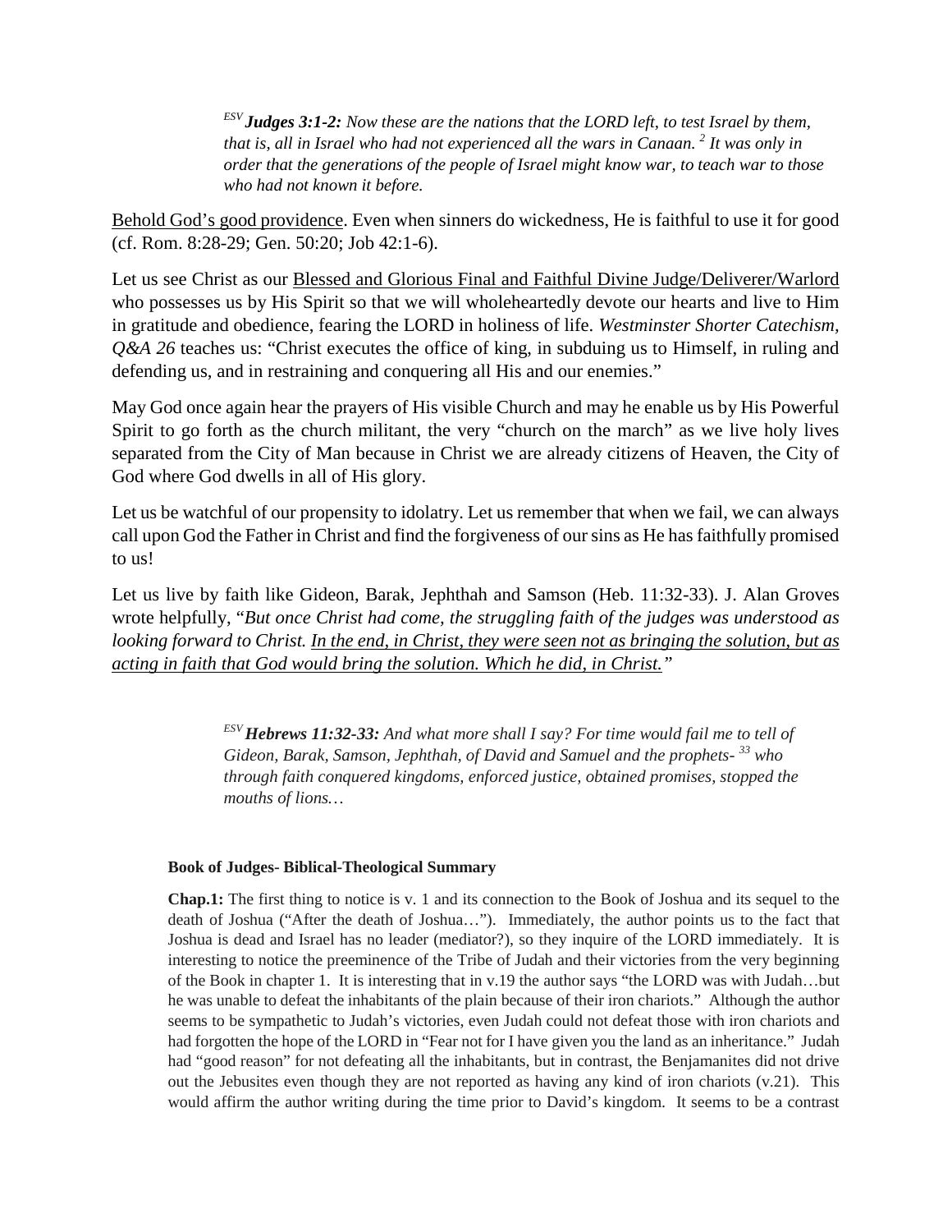> [ESV] ***Judges 3:1-2:*** *Now these are the nations that the LORD left, to test Israel by them, that is, all in Israel who had not experienced all the wars in Canaan. [2] It was only in order that the generations of the people of Israel might know war, to teach war to those who had not known it before.*

Behold God's good providence. Even when sinners do wickedness, He is faithful to use it for good (cf. Rom. 8:28-29; Gen. 50:20; Job 42:1-6).

Let us see Christ as our Blessed and Glorious Final and Faithful Divine Judge/Deliverer/Warlord who possesses us by His Spirit so that we will wholeheartedly devote our hearts and live to Him in gratitude and obedience, fearing the LORD in holiness of life. *Westminster Shorter Catechism, Q&A 26* teaches us: "Christ executes the office of king, in subduing us to Himself, in ruling and defending us, and in restraining and conquering all His and our enemies."

May God once again hear the prayers of His visible Church and may he enable us by His Powerful Spirit to go forth as the church militant, the very "church on the march" as we live holy lives separated from the City of Man because in Christ we are already citizens of Heaven, the City of God where God dwells in all of His glory.

Let us be watchful of our propensity to idolatry. Let us remember that when we fail, we can always call upon God the Father in Christ and find the forgiveness of our sins as He has faithfully promised to us!

Let us live by faith like Gideon, Barak, Jephthah and Samson (Heb. 11:32-33). J. Alan Groves wrote helpfully, "*But once Christ had come, the struggling faith of the judges was understood as looking forward to Christ. In the end, in Christ, they were seen not as bringing the solution, but as acting in faith that God would bring the solution. Which he did, in Christ.*"

> [ESV] ***Hebrews 11:32-33:*** *And what more shall I say? For time would fail me to tell of Gideon, Barak, Samson, Jephthah, of David and Samuel and the prophets- [33] who through faith conquered kingdoms, enforced justice, obtained promises, stopped the mouths of lions…*

**Book of Judges- Biblical-Theological Summary**

**Chap.1:** The first thing to notice is v. 1 and its connection to the Book of Joshua and its sequel to the death of Joshua ("After the death of Joshua…"). Immediately, the author points us to the fact that Joshua is dead and Israel has no leader (mediator?), so they inquire of the LORD immediately. It is interesting to notice the preeminence of the Tribe of Judah and their victories from the very beginning of the Book in chapter 1. It is interesting that in v.19 the author says "the LORD was with Judah…but he was unable to defeat the inhabitants of the plain because of their iron chariots." Although the author seems to be sympathetic to Judah's victories, even Judah could not defeat those with iron chariots and had forgotten the hope of the LORD in "Fear not for I have given you the land as an inheritance." Judah had "good reason" for not defeating all the inhabitants, but in contrast, the Benjamanites did not drive out the Jebusites even though they are not reported as having any kind of iron chariots (v.21). This would affirm the author writing during the time prior to David's kingdom. It seems to be a contrast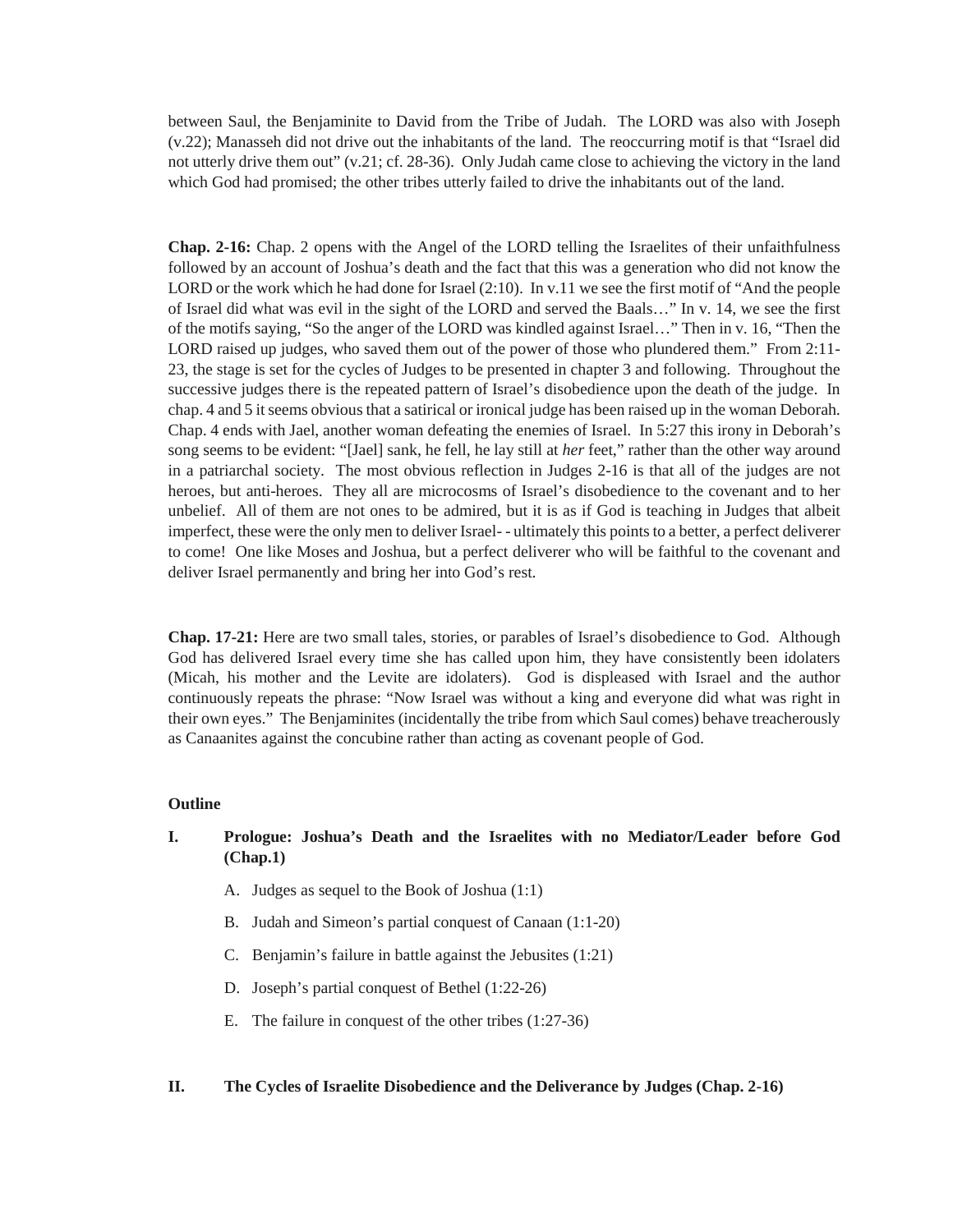between Saul, the Benjaminite to David from the Tribe of Judah. The LORD was also with Joseph (v.22); Manasseh did not drive out the inhabitants of the land. The reoccurring motif is that "Israel did not utterly drive them out" (v.21; cf. 28-36). Only Judah came close to achieving the victory in the land which God had promised; the other tribes utterly failed to drive the inhabitants out of the land.

**Chap. 2-16:** Chap. 2 opens with the Angel of the LORD telling the Israelites of their unfaithfulness followed by an account of Joshua's death and the fact that this was a generation who did not know the LORD or the work which he had done for Israel (2:10). In v.11 we see the first motif of "And the people of Israel did what was evil in the sight of the LORD and served the Baals…" In v. 14, we see the first of the motifs saying, "So the anger of the LORD was kindled against Israel…" Then in v. 16, "Then the LORD raised up judges, who saved them out of the power of those who plundered them." From 2:11-23, the stage is set for the cycles of Judges to be presented in chapter 3 and following. Throughout the successive judges there is the repeated pattern of Israel's disobedience upon the death of the judge. In chap. 4 and 5 it seems obvious that a satirical or ironical judge has been raised up in the woman Deborah. Chap. 4 ends with Jael, another woman defeating the enemies of Israel. In 5:27 this irony in Deborah's song seems to be evident: "[Jael] sank, he fell, he lay still at *her* feet," rather than the other way around in a patriarchal society. The most obvious reflection in Judges 2-16 is that all of the judges are not heroes, but anti-heroes. They all are microcosms of Israel's disobedience to the covenant and to her unbelief. All of them are not ones to be admired, but it is as if God is teaching in Judges that albeit imperfect, these were the only men to deliver Israel- - ultimately this points to a better, a perfect deliverer to come! One like Moses and Joshua, but a perfect deliverer who will be faithful to the covenant and deliver Israel permanently and bring her into God's rest.

**Chap. 17-21:** Here are two small tales, stories, or parables of Israel's disobedience to God. Although God has delivered Israel every time she has called upon him, they have consistently been idolaters (Micah, his mother and the Levite are idolaters). God is displeased with Israel and the author continuously repeats the phrase: "Now Israel was without a king and everyone did what was right in their own eyes." The Benjaminites (incidentally the tribe from which Saul comes) behave treacherously as Canaanites against the concubine rather than acting as covenant people of God.

**Outline**

**I. Prologue: Joshua's Death and the Israelites with no Mediator/Leader before God (Chap.1)**

A. Judges as sequel to the Book of Joshua (1:1)

B. Judah and Simeon's partial conquest of Canaan (1:1-20)

C. Benjamin's failure in battle against the Jebusites (1:21)

D. Joseph's partial conquest of Bethel (1:22-26)

E. The failure in conquest of the other tribes (1:27-36)

**II. The Cycles of Israelite Disobedience and the Deliverance by Judges (Chap. 2-16)**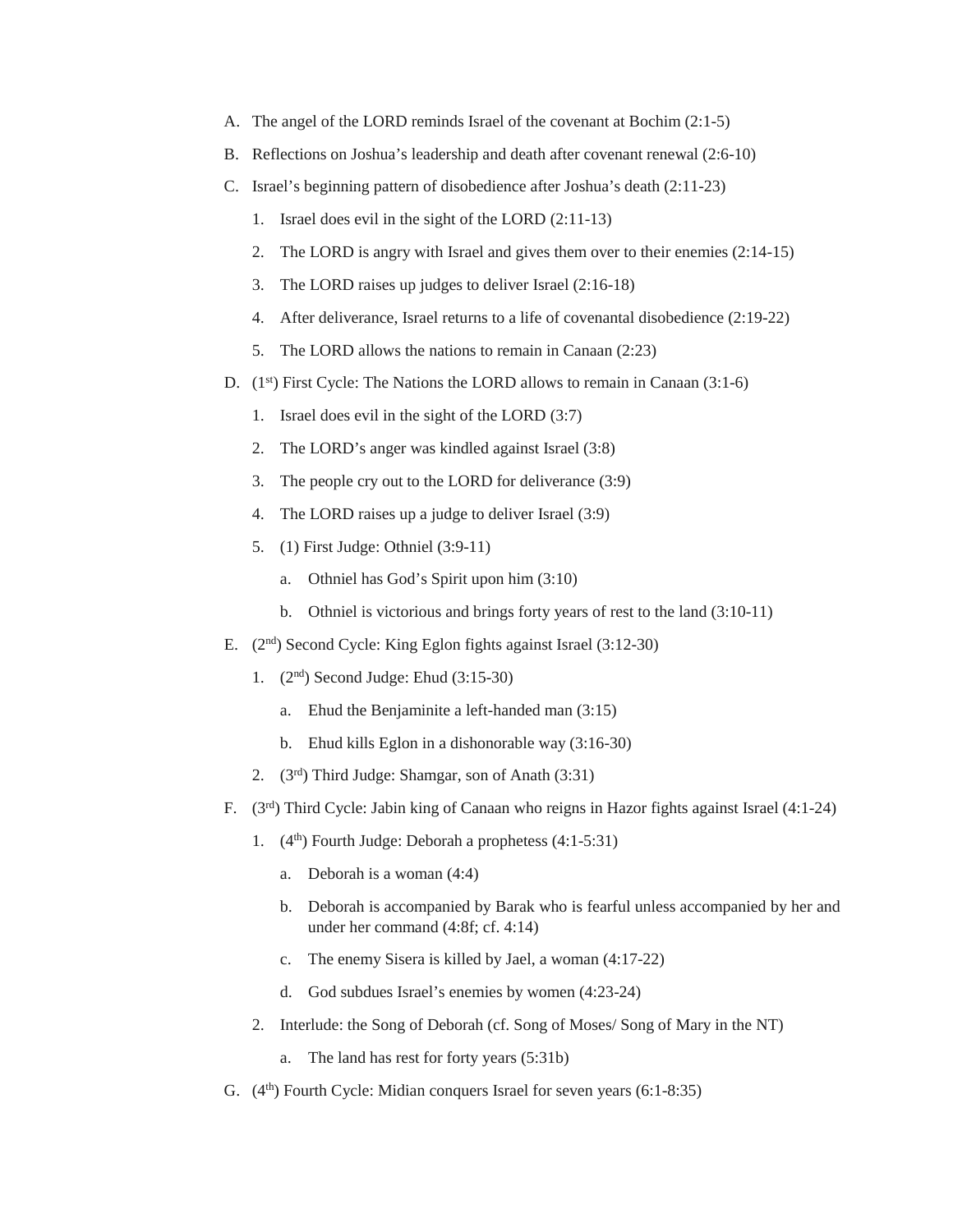A. The angel of the LORD reminds Israel of the covenant at Bochim (2:1-5)

B. Reflections on Joshua's leadership and death after covenant renewal (2:6-10)

C. Israel's beginning pattern of disobedience after Joshua's death (2:11-23)

   1. Israel does evil in the sight of the LORD (2:11-13)

   2. The LORD is angry with Israel and gives them over to their enemies (2:14-15)

   3. The LORD raises up judges to deliver Israel (2:16-18)

   4. After deliverance, Israel returns to a life of covenantal disobedience (2:19-22)

   5. The LORD allows the nations to remain in Canaan (2:23)

D. (1st) First Cycle: The Nations the LORD allows to remain in Canaan (3:1-6)

   1. Israel does evil in the sight of the LORD (3:7)

   2. The LORD's anger was kindled against Israel (3:8)

   3. The people cry out to the LORD for deliverance (3:9)

   4. The LORD raises up a judge to deliver Israel (3:9)

   5. (1) First Judge: Othniel (3:9-11)

      a. Othniel has God's Spirit upon him (3:10)

      b. Othniel is victorious and brings forty years of rest to the land (3:10-11)

E. (2nd) Second Cycle: King Eglon fights against Israel (3:12-30)

   1. (2nd) Second Judge: Ehud (3:15-30)

      a. Ehud the Benjaminite a left-handed man (3:15)

      b. Ehud kills Eglon in a dishonorable way (3:16-30)

   2. (3rd) Third Judge: Shamgar, son of Anath (3:31)

F. (3rd) Third Cycle: Jabin king of Canaan who reigns in Hazor fights against Israel (4:1-24)

   1. (4th) Fourth Judge: Deborah a prophetess (4:1-5:31)

      a. Deborah is a woman (4:4)

      b. Deborah is accompanied by Barak who is fearful unless accompanied by her and under her command (4:8f; cf. 4:14)

      c. The enemy Sisera is killed by Jael, a woman (4:17-22)

      d. God subdues Israel's enemies by women (4:23-24)

   2. Interlude: the Song of Deborah (cf. Song of Moses/ Song of Mary in the NT)

      a. The land has rest for forty years (5:31b)

G. (4th) Fourth Cycle: Midian conquers Israel for seven years (6:1-8:35)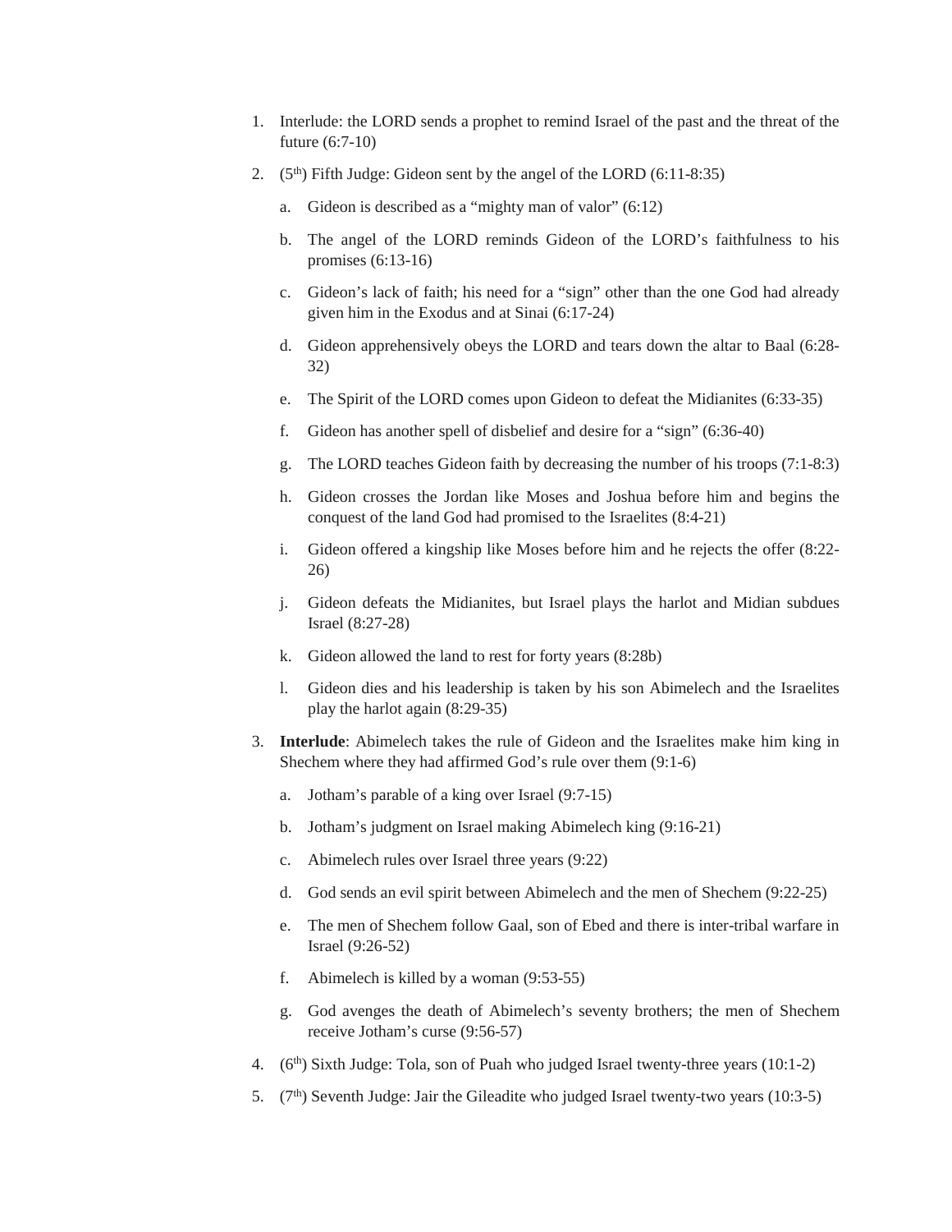1. Interlude: the LORD sends a prophet to remind Israel of the past and the threat of the future (6:7-10)
2. (5th) Fifth Judge: Gideon sent by the angel of the LORD (6:11-8:35)
   a. Gideon is described as a "mighty man of valor" (6:12)
   b. The angel of the LORD reminds Gideon of the LORD's faithfulness to his promises (6:13-16)
   c. Gideon's lack of faith; his need for a "sign" other than the one God had already given him in the Exodus and at Sinai (6:17-24)
   d. Gideon apprehensively obeys the LORD and tears down the altar to Baal (6:28-32)
   e. The Spirit of the LORD comes upon Gideon to defeat the Midianites (6:33-35)
   f. Gideon has another spell of disbelief and desire for a "sign" (6:36-40)
   g. The LORD teaches Gideon faith by decreasing the number of his troops (7:1-8:3)
   h. Gideon crosses the Jordan like Moses and Joshua before him and begins the conquest of the land God had promised to the Israelites (8:4-21)
   i. Gideon offered a kingship like Moses before him and he rejects the offer (8:22-26)
   j. Gideon defeats the Midianites, but Israel plays the harlot and Midian subdues Israel (8:27-28)
   k. Gideon allowed the land to rest for forty years (8:28b)
   l. Gideon dies and his leadership is taken by his son Abimelech and the Israelites play the harlot again (8:29-35)
3. **Interlude**: Abimelech takes the rule of Gideon and the Israelites make him king in Shechem where they had affirmed God's rule over them (9:1-6)
   a. Jotham's parable of a king over Israel (9:7-15)
   b. Jotham's judgment on Israel making Abimelech king (9:16-21)
   c. Abimelech rules over Israel three years (9:22)
   d. God sends an evil spirit between Abimelech and the men of Shechem (9:22-25)
   e. The men of Shechem follow Gaal, son of Ebed and there is inter-tribal warfare in Israel (9:26-52)
   f. Abimelech is killed by a woman (9:53-55)
   g. God avenges the death of Abimelech's seventy brothers; the men of Shechem receive Jotham's curse (9:56-57)
4. (6th) Sixth Judge: Tola, son of Puah who judged Israel twenty-three years (10:1-2)
5. (7th) Seventh Judge: Jair the Gileadite who judged Israel twenty-two years (10:3-5)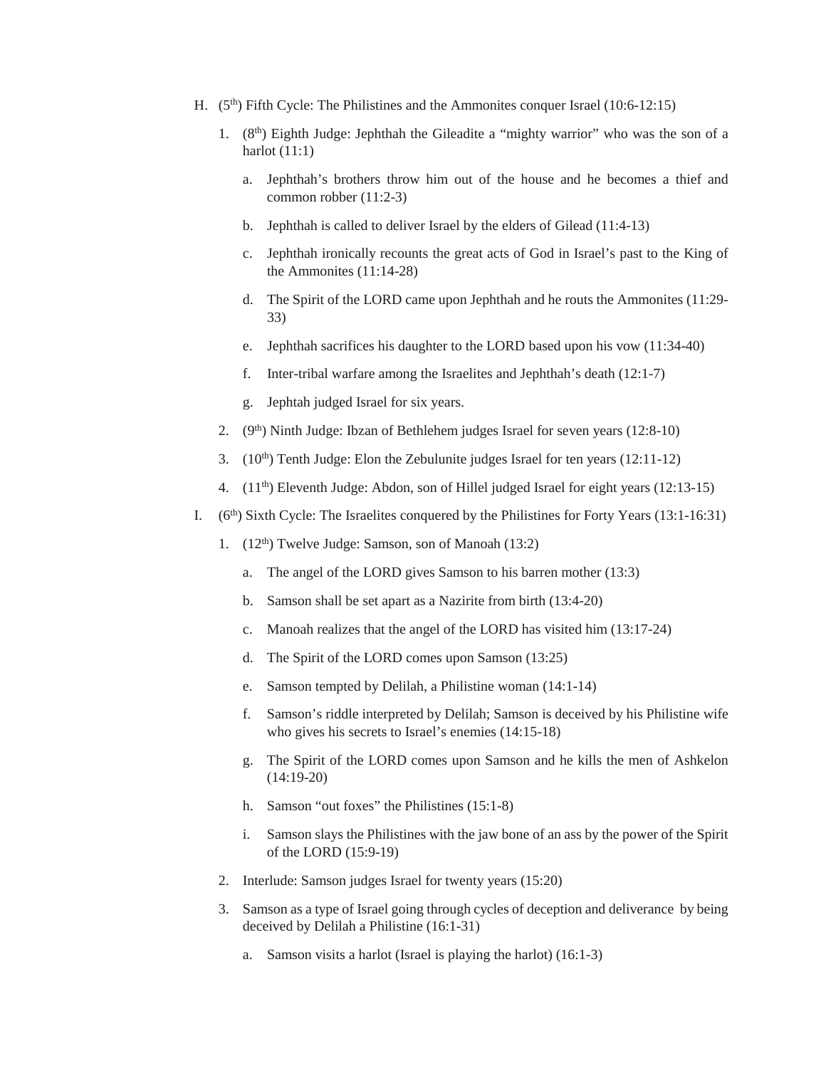H. (5th) Fifth Cycle: The Philistines and the Ammonites conquer Israel (10:6-12:15)

   1. (8th) Eighth Judge: Jephthah the Gileadite a "mighty warrior" who was the son of a harlot (11:1)

      a. Jephthah's brothers throw him out of the house and he becomes a thief and common robber (11:2-3)

      b. Jephthah is called to deliver Israel by the elders of Gilead (11:4-13)

      c. Jephthah ironically recounts the great acts of God in Israel's past to the King of the Ammonites (11:14-28)

      d. The Spirit of the LORD came upon Jephthah and he routs the Ammonites (11:29-33)

      e. Jephthah sacrifices his daughter to the LORD based upon his vow (11:34-40)

      f. Inter-tribal warfare among the Israelites and Jephthah's death (12:1-7)

      g. Jephtah judged Israel for six years.

   2. (9th) Ninth Judge: Ibzan of Bethlehem judges Israel for seven years (12:8-10)

   3. (10th) Tenth Judge: Elon the Zebulunite judges Israel for ten years (12:11-12)

   4. (11th) Eleventh Judge: Abdon, son of Hillel judged Israel for eight years (12:13-15)

I. (6th) Sixth Cycle: The Israelites conquered by the Philistines for Forty Years (13:1-16:31)

   1. (12th) Twelve Judge: Samson, son of Manoah (13:2)

      a. The angel of the LORD gives Samson to his barren mother (13:3)

      b. Samson shall be set apart as a Nazirite from birth (13:4-20)

      c. Manoah realizes that the angel of the LORD has visited him (13:17-24)

      d. The Spirit of the LORD comes upon Samson (13:25)

      e. Samson tempted by Delilah, a Philistine woman (14:1-14)

      f. Samson's riddle interpreted by Delilah; Samson is deceived by his Philistine wife who gives his secrets to Israel's enemies (14:15-18)

      g. The Spirit of the LORD comes upon Samson and he kills the men of Ashkelon (14:19-20)

      h. Samson "out foxes" the Philistines (15:1-8)

      i. Samson slays the Philistines with the jaw bone of an ass by the power of the Spirit of the LORD (15:9-19)

   2. Interlude: Samson judges Israel for twenty years (15:20)

   3. Samson as a type of Israel going through cycles of deception and deliverance by being deceived by Delilah a Philistine (16:1-31)

      a. Samson visits a harlot (Israel is playing the harlot) (16:1-3)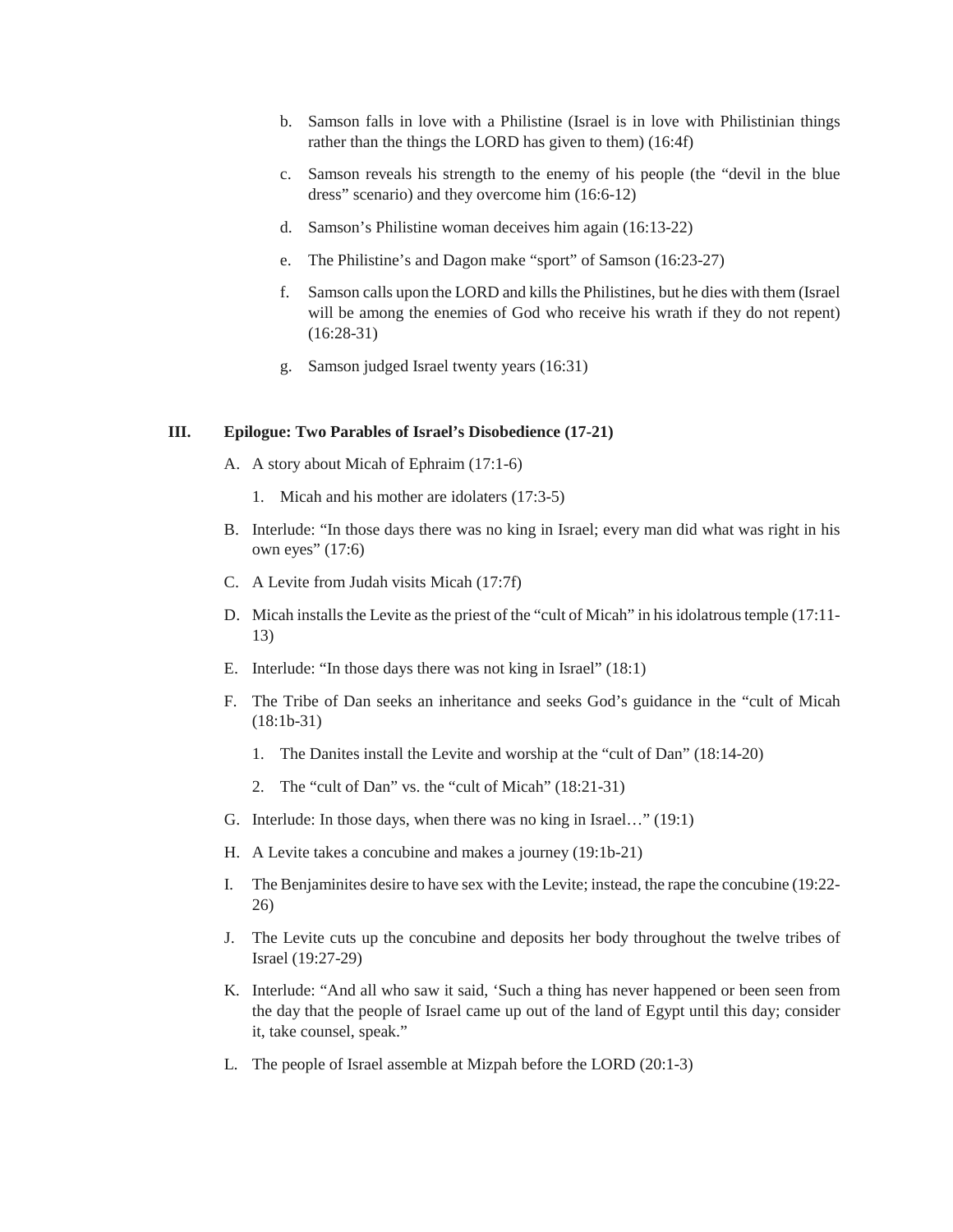b. Samson falls in love with a Philistine (Israel is in love with Philistinian things rather than the things the LORD has given to them) (16:4f)

c. Samson reveals his strength to the enemy of his people (the "devil in the blue dress" scenario) and they overcome him (16:6-12)

d. Samson's Philistine woman deceives him again (16:13-22)

e. The Philistine's and Dagon make "sport" of Samson (16:23-27)

f. Samson calls upon the LORD and kills the Philistines, but he dies with them (Israel will be among the enemies of God who receive his wrath if they do not repent) (16:28-31)

g. Samson judged Israel twenty years (16:31)

## III. Epilogue: Two Parables of Israel's Disobedience (17-21)

A. A story about Micah of Ephraim (17:1-6)

   1. Micah and his mother are idolaters (17:3-5)

B. Interlude: "In those days there was no king in Israel; every man did what was right in his own eyes" (17:6)

C. A Levite from Judah visits Micah (17:7f)

D. Micah installs the Levite as the priest of the "cult of Micah" in his idolatrous temple (17:11-13)

E. Interlude: "In those days there was not king in Israel" (18:1)

F. The Tribe of Dan seeks an inheritance and seeks God's guidance in the "cult of Micah (18:1b-31)

   1. The Danites install the Levite and worship at the "cult of Dan" (18:14-20)

   2. The "cult of Dan" vs. the "cult of Micah" (18:21-31)

G. Interlude: In those days, when there was no king in Israel…" (19:1)

H. A Levite takes a concubine and makes a journey (19:1b-21)

I. The Benjaminites desire to have sex with the Levite; instead, the rape the concubine (19:22-26)

J. The Levite cuts up the concubine and deposits her body throughout the twelve tribes of Israel (19:27-29)

K. Interlude: "And all who saw it said, 'Such a thing has never happened or been seen from the day that the people of Israel came up out of the land of Egypt until this day; consider it, take counsel, speak."

L. The people of Israel assemble at Mizpah before the LORD (20:1-3)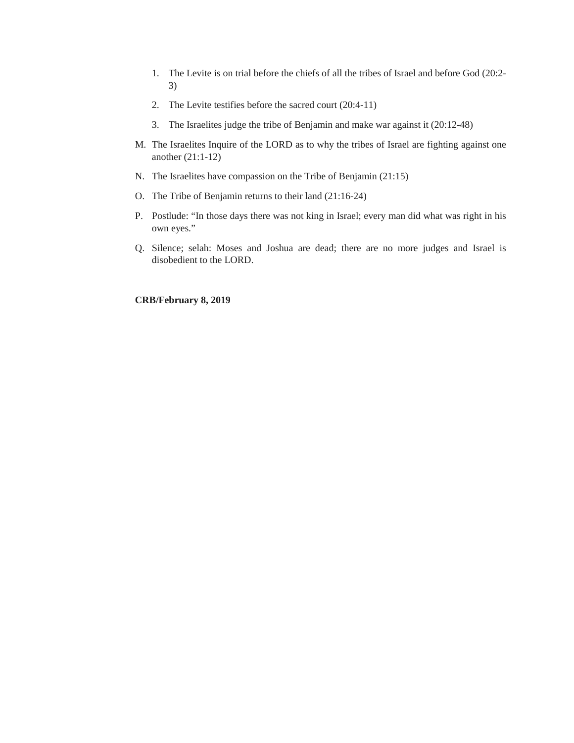1. The Levite is on trial before the chiefs of all the tribes of Israel and before God (20:2-3)

2. The Levite testifies before the sacred court (20:4-11)

3. The Israelites judge the tribe of Benjamin and make war against it (20:12-48)

M. The Israelites Inquire of the LORD as to why the tribes of Israel are fighting against one another (21:1-12)

N. The Israelites have compassion on the Tribe of Benjamin (21:15)

O. The Tribe of Benjamin returns to their land (21:16-24)

P. Postlude: "In those days there was not king in Israel; every man did what was right in his own eyes."

Q. Silence; selah: Moses and Joshua are dead; there are no more judges and Israel is disobedient to the LORD.

**CRB/February 8, 2019**